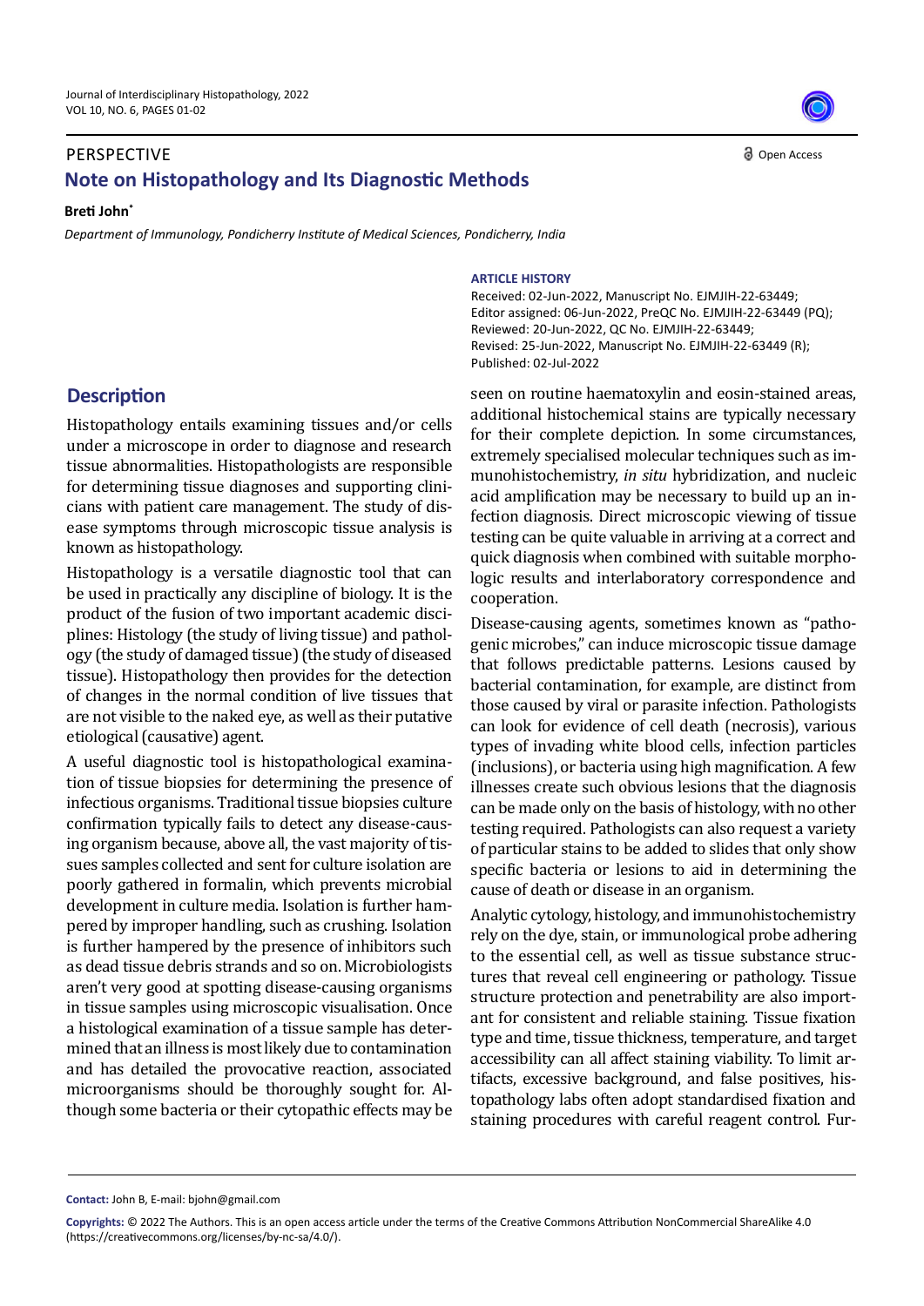PERSPECTIVE

Open Access

# Note on Histopathology and Its Diagnostic Methods

**Breti John***

*Department of Immunology, Pondicherry Institute of Medical Sciences, Pondicherry, India*

**ARTICLE HISTORY**

Received: 02-Jun-2022, Manuscript No. EJMJIH-22-63449;
Editor assigned: 06-Jun-2022, PreQC No. EJMJIH-22-63449 (PQ);
Reviewed: 20-Jun-2022, QC No. EJMJIH-22-63449;
Revised: 25-Jun-2022, Manuscript No. EJMJIH-22-63449 (R);
Published: 02-Jul-2022

## Description

Histopathology entails examining tissues and/or cells under a microscope in order to diagnose and research tissue abnormalities. Histopathologists are responsible for determining tissue diagnoses and supporting clinicians with patient care management. The study of disease symptoms through microscopic tissue analysis is known as histopathology.

Histopathology is a versatile diagnostic tool that can be used in practically any discipline of biology. It is the product of the fusion of two important academic disciplines: Histology (the study of living tissue) and pathology (the study of damaged tissue) (the study of diseased tissue). Histopathology then provides for the detection of changes in the normal condition of live tissues that are not visible to the naked eye, as well as their putative etiological (causative) agent.

A useful diagnostic tool is histopathological examination of tissue biopsies for determining the presence of infectious organisms. Traditional tissue biopsies culture confirmation typically fails to detect any disease-causing organism because, above all, the vast majority of tissues samples collected and sent for culture isolation are poorly gathered in formalin, which prevents microbial development in culture media. Isolation is further hampered by improper handling, such as crushing. Isolation is further hampered by the presence of inhibitors such as dead tissue debris strands and so on. Microbiologists aren't very good at spotting disease-causing organisms in tissue samples using microscopic visualisation. Once a histological examination of a tissue sample has determined that an illness is most likely due to contamination and has detailed the provocative reaction, associated microorganisms should be thoroughly sought for. Although some bacteria or their cytopathic effects may be seen on routine haematoxylin and eosin-stained areas, additional histochemical stains are typically necessary for their complete depiction. In some circumstances, extremely specialised molecular techniques such as immunohistochemistry, *in situ* hybridization, and nucleic acid amplification may be necessary to build up an infection diagnosis. Direct microscopic viewing of tissue testing can be quite valuable in arriving at a correct and quick diagnosis when combined with suitable morphologic results and interlaboratory correspondence and cooperation.

Disease-causing agents, sometimes known as "pathogenic microbes," can induce microscopic tissue damage that follows predictable patterns. Lesions caused by bacterial contamination, for example, are distinct from those caused by viral or parasite infection. Pathologists can look for evidence of cell death (necrosis), various types of invading white blood cells, infection particles (inclusions), or bacteria using high magnification. A few illnesses create such obvious lesions that the diagnosis can be made only on the basis of histology, with no other testing required. Pathologists can also request a variety of particular stains to be added to slides that only show specific bacteria or lesions to aid in determining the cause of death or disease in an organism.

Analytic cytology, histology, and immunohistochemistry rely on the dye, stain, or immunological probe adhering to the essential cell, as well as tissue substance structures that reveal cell engineering or pathology. Tissue structure protection and penetrability are also important for consistent and reliable staining. Tissue fixation type and time, tissue thickness, temperature, and target accessibility can all affect staining viability. To limit artifacts, excessive background, and false positives, histopathology labs often adopt standardised fixation and staining procedures with careful reagent control. Fur-

**Contact:** John B, E-mail: bjohn@gmail.com

**Copyrights:** © 2022 The Authors. This is an open access article under the terms of the Creative Commons Attribution NonCommercial ShareAlike 4.0 (https://creativecommons.org/licenses/by-nc-sa/4.0/).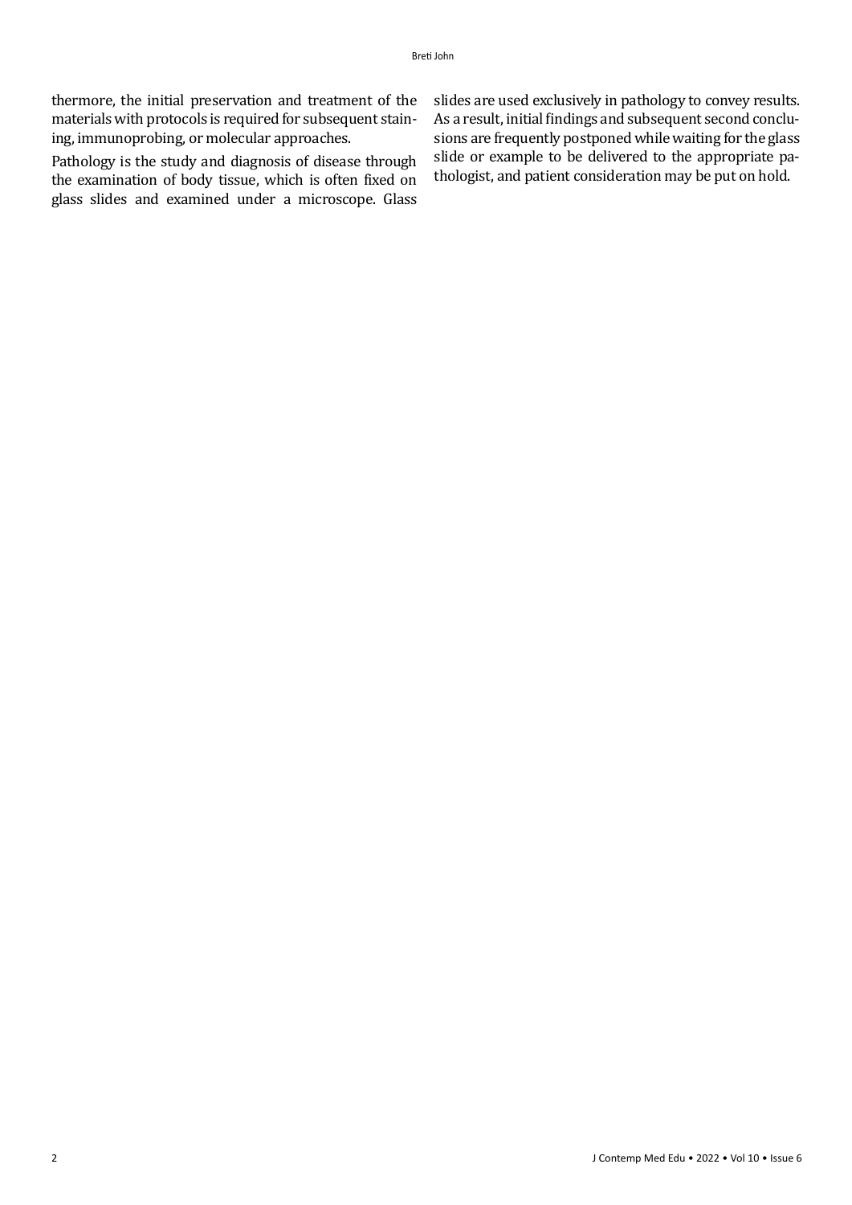thermore, the initial preservation and treatment of the materials with protocols is required for subsequent staining, immunoprobing, or molecular approaches.

Pathology is the study and diagnosis of disease through the examination of body tissue, which is often fixed on glass slides and examined under a microscope. Glass slides are used exclusively in pathology to convey results. As a result, initial findings and subsequent second conclusions are frequently postponed while waiting for the glass slide or example to be delivered to the appropriate pathologist, and patient consideration may be put on hold.